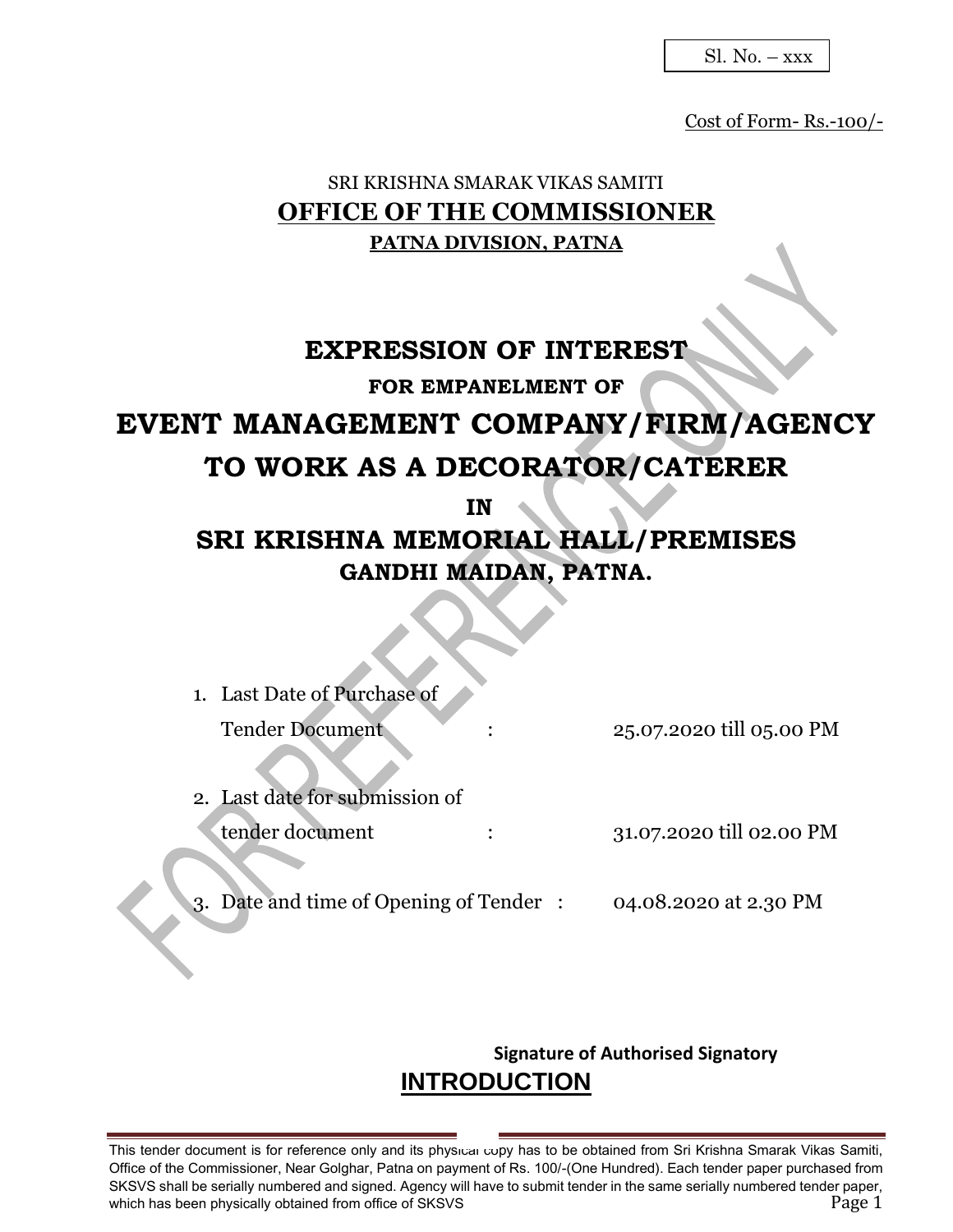Sl. No. – xxx

Cost of Form- Rs.-100/-

SRI KRISHNA SMARAK VIKAS SAMITI

# OFFICE OF THE COMMISSIONER

**PATNA DIVISION, PATNA**

# EXPRESSION OF INTEREST

**FOR EMPANELMENT OF**

# EVENT MANAGEMENT COMPANY/FIRM/AGENCY TO WORK AS A DECORATOR/CATERER

**IN**

# SRI KRISHNA MEMORIAL HALL/PREMISES

**GANDHI MAIDAN, PATNA.**

1. Last Date of Purchase of Tender Document : 25.07.2020 till 05.00 PM
2. Last date for submission of tender document : 31.07.2020 till 02.00 PM
3. Date and time of Opening of Tender : 04.08.2020 at 2.30 PM

**Signature of Authorised Signatory**

## INTRODUCTION

This tender document is for reference only and its physical copy has to be obtained from Sri Krishna Smarak Vikas Samiti, Office of the Commissioner, Near Golghar, Patna on payment of Rs. 100/-(One Hundred). Each tender paper purchased from SKSVS shall be serially numbered and signed. Agency will have to submit tender in the same serially numbered tender paper, which has been physically obtained from office of SKSVS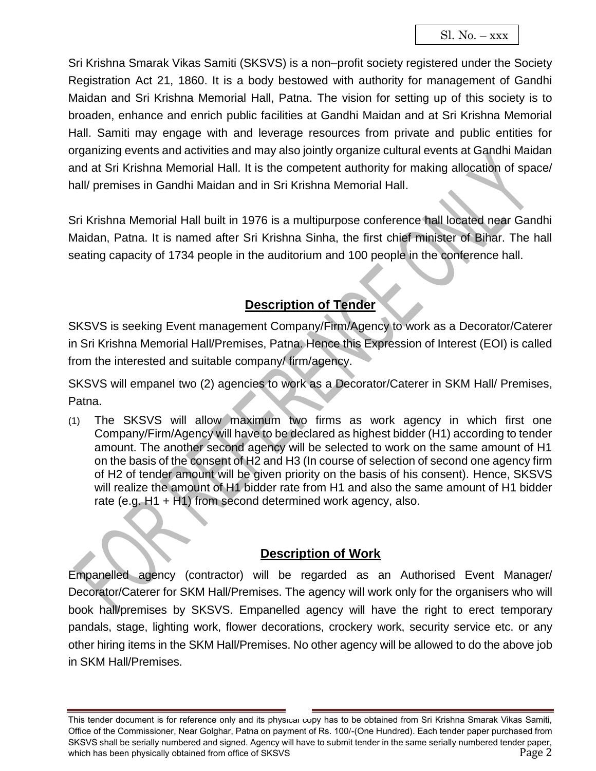Sl. No. – xxx

Sri Krishna Smarak Vikas Samiti (SKSVS) is a non–profit society registered under the Society Registration Act 21, 1860. It is a body bestowed with authority for management of Gandhi Maidan and Sri Krishna Memorial Hall, Patna. The vision for setting up of this society is to broaden, enhance and enrich public facilities at Gandhi Maidan and at Sri Krishna Memorial Hall. Samiti may engage with and leverage resources from private and public entities for organizing events and activities and may also jointly organize cultural events at Gandhi Maidan and at Sri Krishna Memorial Hall. It is the competent authority for making allocation of space/ hall/ premises in Gandhi Maidan and in Sri Krishna Memorial Hall.

Sri Krishna Memorial Hall built in 1976 is a multipurpose conference hall located near Gandhi Maidan, Patna. It is named after Sri Krishna Sinha, the first chief minister of Bihar. The hall seating capacity of 1734 people in the auditorium and 100 people in the conference hall.

## Description of Tender

SKSVS is seeking Event management Company/Firm/Agency to work as a Decorator/Caterer in Sri Krishna Memorial Hall/Premises, Patna. Hence this Expression of Interest (EOI) is called from the interested and suitable company/ firm/agency.

SKSVS will empanel two (2) agencies to work as a Decorator/Caterer in SKM Hall/ Premises, Patna.

(1) The SKSVS will allow maximum two firms as work agency in which first one Company/Firm/Agency will have to be declared as highest bidder (H1) according to tender amount. The another second agency will be selected to work on the same amount of H1 on the basis of the consent of H2 and H3 (In course of selection of second one agency firm of H2 of tender amount will be given priority on the basis of his consent). Hence, SKSVS will realize the amount of H1 bidder rate from H1 and also the same amount of H1 bidder rate (e.g. H1 + H1) from second determined work agency, also.

## Description of Work

Empanelled agency (contractor) will be regarded as an Authorised Event Manager/ Decorator/Caterer for SKM Hall/Premises. The agency will work only for the organisers who will book hall/premises by SKSVS. Empanelled agency will have the right to erect temporary pandals, stage, lighting work, flower decorations, crockery work, security service etc. or any other hiring items in the SKM Hall/Premises. No other agency will be allowed to do the above job in SKM Hall/Premises.

This tender document is for reference only and its physical copy has to be obtained from Sri Krishna Smarak Vikas Samiti, Office of the Commissioner, Near Golghar, Patna on payment of Rs. 100/-(One Hundred). Each tender paper purchased from SKSVS shall be serially numbered and signed. Agency will have to submit tender in the same serially numbered tender paper, which has been physically obtained from office of SKSVS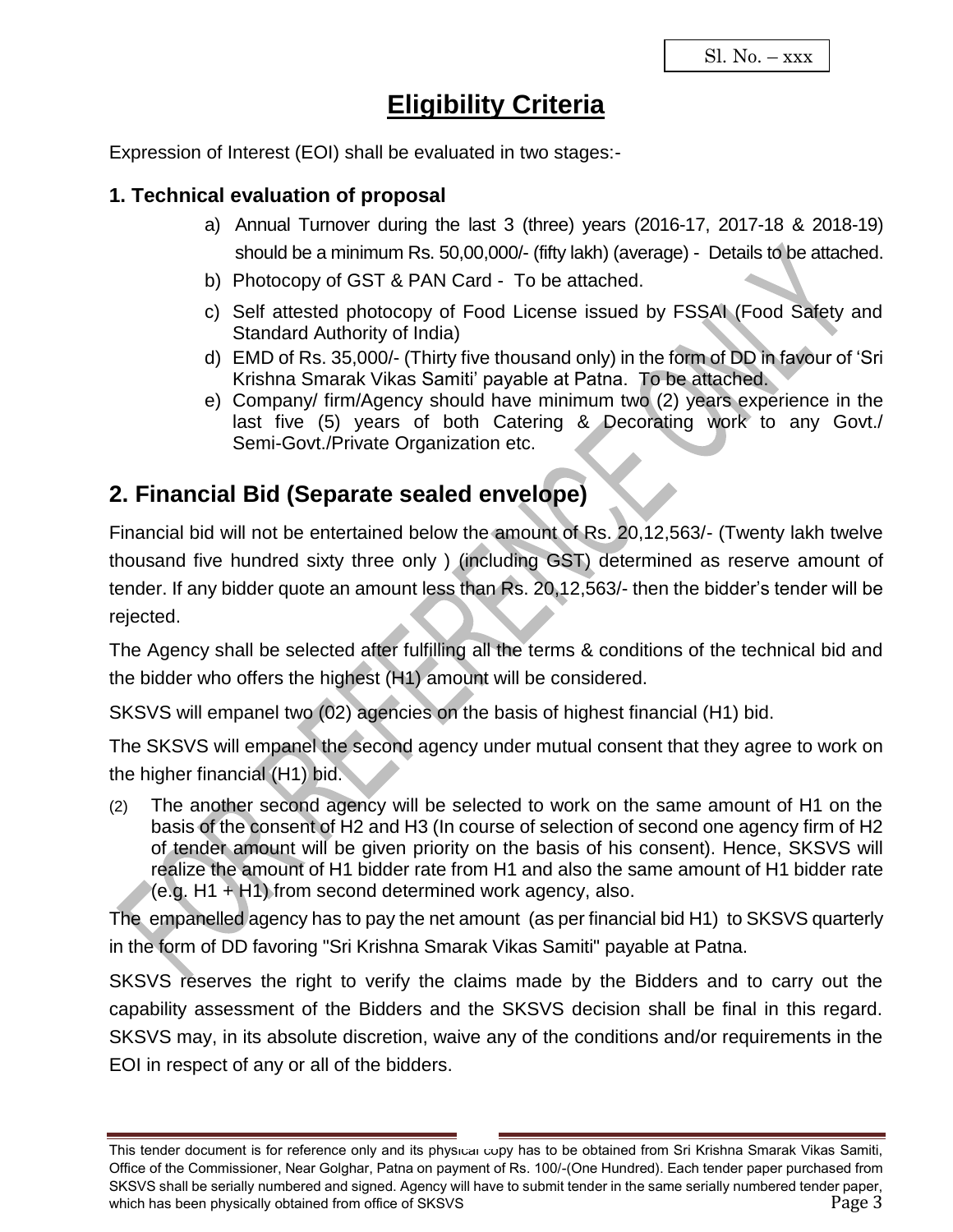Sl. No. – xxx

# Eligibility Criteria

Expression of Interest (EOI) shall be evaluated in two stages:-

### 1. Technical evaluation of proposal

a) Annual Turnover during the last 3 (three) years (2016-17, 2017-18 & 2018-19) should be a minimum Rs. 50,00,000/- (fifty lakh) (average) - Details to be attached.

b) Photocopy of GST & PAN Card - To be attached.

c) Self attested photocopy of Food License issued by FSSAI (Food Safety and Standard Authority of India)

d) EMD of Rs. 35,000/- (Thirty five thousand only) in the form of DD in favour of 'Sri Krishna Smarak Vikas Samiti' payable at Patna. To be attached.

e) Company/ firm/Agency should have minimum two (2) years experience in the last five (5) years of both Catering & Decorating work to any Govt./ Semi-Govt./Private Organization etc.

## 2. Financial Bid (Separate sealed envelope)

Financial bid will not be entertained below the amount of Rs. 20,12,563/- (Twenty lakh twelve thousand five hundred sixty three only ) (including GST) determined as reserve amount of tender. If any bidder quote an amount less than Rs. 20,12,563/- then the bidder's tender will be rejected.

The Agency shall be selected after fulfilling all the terms & conditions of the technical bid and the bidder who offers the highest (H1) amount will be considered.

SKSVS will empanel two (02) agencies on the basis of highest financial (H1) bid.

The SKSVS will empanel the second agency under mutual consent that they agree to work on the higher financial (H1) bid.

(2) The another second agency will be selected to work on the same amount of H1 on the basis of the consent of H2 and H3 (In course of selection of second one agency firm of H2 of tender amount will be given priority on the basis of his consent). Hence, SKSVS will realize the amount of H1 bidder rate from H1 and also the same amount of H1 bidder rate (e.g. H1 + H1) from second determined work agency, also.

The empanelled agency has to pay the net amount (as per financial bid H1) to SKSVS quarterly in the form of DD favoring "Sri Krishna Smarak Vikas Samiti" payable at Patna.

SKSVS reserves the right to verify the claims made by the Bidders and to carry out the capability assessment of the Bidders and the SKSVS decision shall be final in this regard. SKSVS may, in its absolute discretion, waive any of the conditions and/or requirements in the EOI in respect of any or all of the bidders.

This tender document is for reference only and its physical copy has to be obtained from Sri Krishna Smarak Vikas Samiti, Office of the Commissioner, Near Golghar, Patna on payment of Rs. 100/-(One Hundred). Each tender paper purchased from SKSVS shall be serially numbered and signed. Agency will have to submit tender in the same serially numbered tender paper, which has been physically obtained from office of SKSVS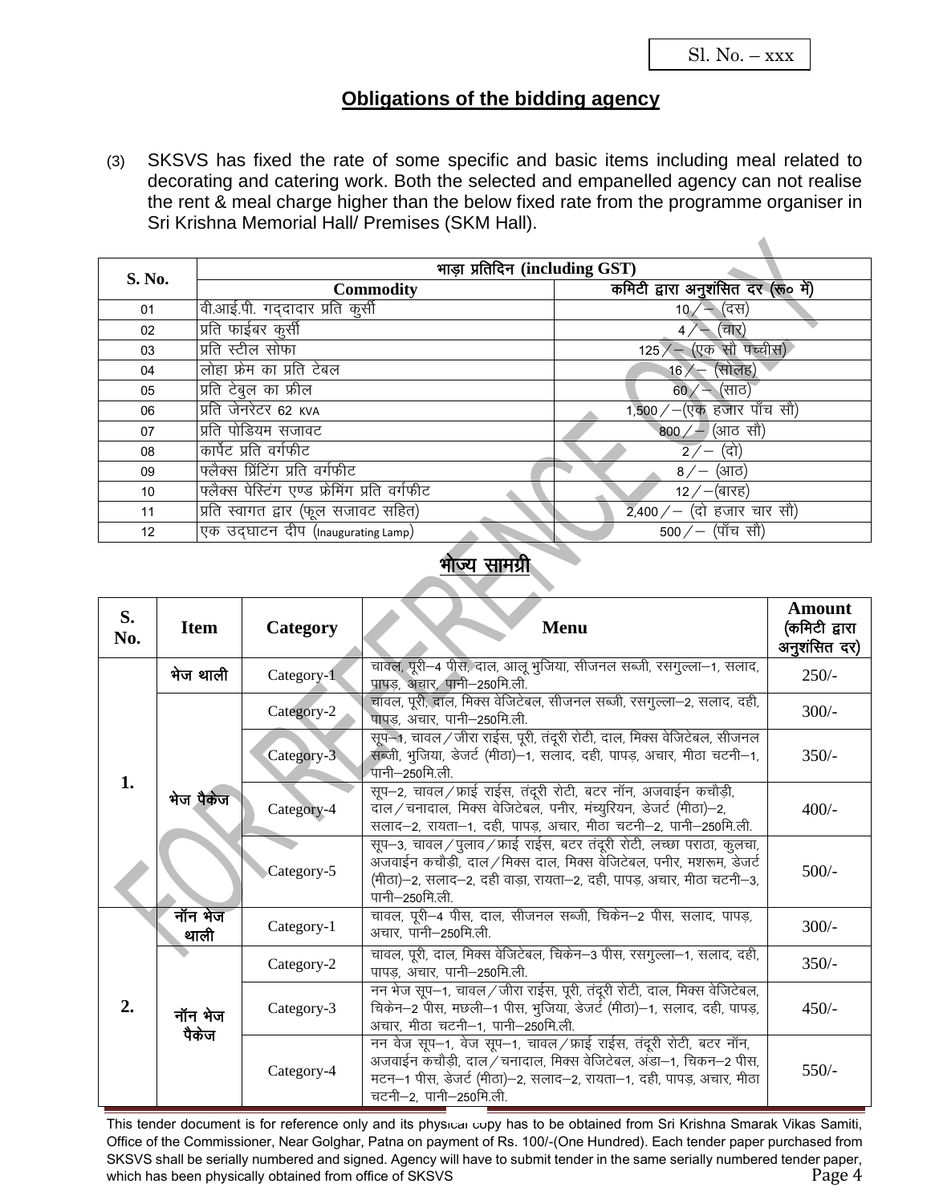Sl. No. – xxx

## Obligations of the bidding agency

(3) SKSVS has fixed the rate of some specific and basic items including meal related to decorating and catering work. Both the selected and empanelled agency can not realise the rent & meal charge higher than the below fixed rate from the programme organiser in Sri Krishna Memorial Hall/ Premises (SKM Hall).

| S. No. | भाड़ा प्रतिदिन (including GST) | |
|---|---|---|
| | Commodity | कमिटी द्वारा अनुशंसित दर (रू० में) |
| 01 | वी.आई.पी. गद्दादार प्रति कुर्सी | 10/– (दस) |
| 02 | प्रति फाईबर कुर्सी | 4/– (चार) |
| 03 | प्रति स्टील सोफा | 125/– (एक सौ पच्चीस) |
| 04 | लोहा फ्रेम का प्रति टेबल | 16/– (सोलह) |
| 05 | प्रति टेबुल का फ्रील | 60/– (साठ) |
| 06 | प्रति जेनरेटर 62 KVA | 1,500/–(एक हजार पाँच सौ) |
| 07 | प्रति पोडियम सजावट | 800/– (आठ सौ) |
| 08 | कार्पेट प्रति वर्गफीट | 2/– (दो) |
| 09 | फ्लैक्स प्रिंटिंग प्रति वर्गफीट | 8/– (आठ) |
| 10 | फ्लैक्स पेस्टिंग एण्ड फ्रेमिंग प्रति वर्गफीट | 12/–(बारह) |
| 11 | प्रति स्वागत द्वार (फूल सजावट सहित) | 2,400/– (दो हजार चार सौ) |
| 12 | एक उद्घाटन दीप (Inaugurating Lamp) | 500/– (पाँच सौ) |

## भोज्य सामग्री

| S. No. | Item | Category | Menu | Amount (कमिटी द्वारा अनुशंसित दर) |
|---|---|---|---|---|
| 1. | भेज थाली | Category-1 | चावल, पूरी–4 पीस, दाल, आलू भुजिया, सीजनल सब्जी, रसगुल्ला–1, सलाद, पापड़, अचार, पानी–250मि.ली. | 250/- |
| | भेज पैकेज | Category-2 | चावल, पूरी, दाल, मिक्स वेजिटेबल, सीजनल सब्जी, रसगुल्ला–2, सलाद, दही, पापड़, अचार, पानी–250मि.ली. | 300/- |
| | | Category-3 | सूप–1, चावल/जीरा राईस, पूरी, तंदूरी रोटी, दाल, मिक्स वेजिटेबल, सीजनल सब्जी, भुजिया, डेजर्ट (मीठा)–1, सलाद, दही, पापड़, अचार, मीठा चटनी–1, पानी–250मि.ली. | 350/- |
| | | Category-4 | सूप–2, चावल/फ्राई राईस, तंदूरी रोटी, बटर नॉन, अजवाईन कचौड़ी, दाल/चनादाल, मिक्स वेजिटेबल, पनीर, मंच्युरियन, डेजर्ट (मीठा)–2, सलाद–2, रायता–1, दही, पापड़, अचार, मीठा चटनी–2, पानी–250मि.ली. | 400/- |
| | | Category-5 | सूप–3, चावल/पुलाव/फ्राई राईस, बटर तंदूरी रोटी, लच्छा पराठा, कुलचा, अजवाईन कचौड़ी, दाल/मिक्स दाल, मिक्स वेजिटेबल, पनीर, मशरूम, डेजर्ट (मीठा)–2, सलाद–2, दही वाड़ा, रायता–2, दही, पापड़, अचार, मीठा चटनी–3, पानी–250मि.ली. | 500/- |
| 2. | नॉन भेज थाली | Category-1 | चावल, पूरी–4 पीस, दाल, सीजनल सब्जी, चिकेन–2 पीस, सलाद, पापड़, अचार, पानी–250मि.ली. | 300/- |
| | नॉन भेज पैकेज | Category-2 | चावल, पूरी, दाल, मिक्स वेजिटेबल, चिकेन–3 पीस, रसगुल्ला–1, सलाद, दही, पापड़, अचार, पानी–250मि.ली. | 350/- |
| | | Category-3 | नन भेज सूप–1, चावल/जीरा राईस, पूरी, तंदूरी रोटी, दाल, मिक्स वेजिटेबल, चिकेन–2 पीस, मछली–1 पीस, भुजिया, डेजर्ट (मीठा)–1, सलाद, दही, पापड़, अचार, मीठा चटनी–1, पानी–250मि.ली. | 450/- |
| | | Category-4 | नन वेज सूप–1, वेज सूप–1, चावल/फ्राई राईस, तंदूरी रोटी, बटर नॉन, अजवाईन कचौड़ी, दाल/चनादाल, मिक्स वेजिटेबल, अंडा–1, चिकन–2 पीस, मटन–1 पीस, डेजर्ट (मीठा)–2, सलाद–2, रायता–1, दही, पापड़, अचार, मीठा चटनी–2, पानी–250मि.ली. | 550/- |

This tender document is for reference only and its physical copy has to be obtained from Sri Krishna Smarak Vikas Samiti, Office of the Commissioner, Near Golghar, Patna on payment of Rs. 100/-(One Hundred). Each tender paper purchased from SKSVS shall be serially numbered and signed. Agency will have to submit tender in the same serially numbered tender paper, which has been physically obtained from office of SKSVS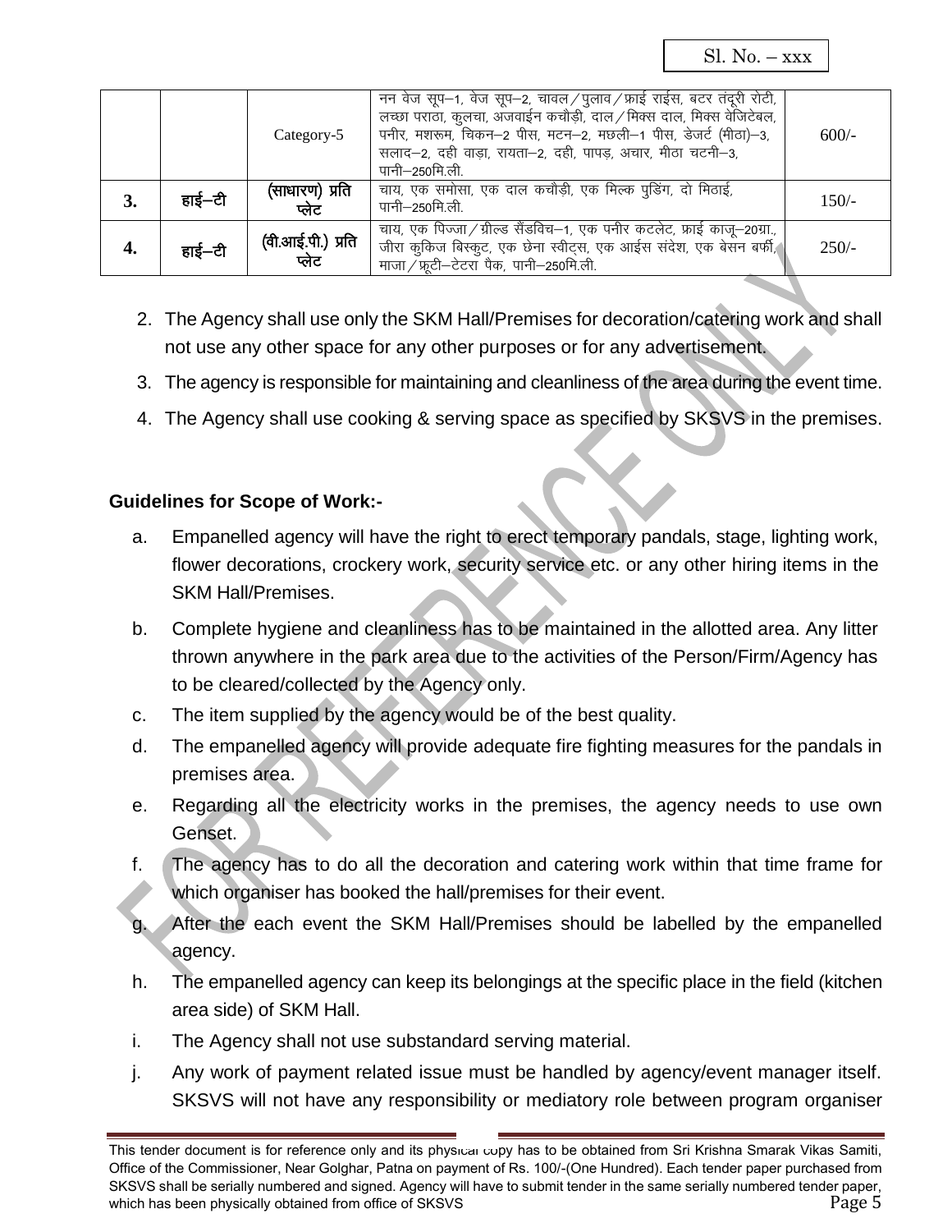Sl. No. – xxx

| | | | | |
|---|---|---|---|---|
| | | Category-5 | नन वेज सूप–1, वेज सूप–2, चावल / पुलाव / फ्राई राईस, बटर तंदूरी रोटी, लच्छा पराठा, कुलचा, अजवाईन कचौड़ी, दाल / मिक्स दाल, मिक्स वेजिटेबल, पनीर, मशरूम, चिकन–2 पीस, मटन–2, मछली–1 पीस, डेजर्ट (मीठा)–3, सलाद–2, दही वाड़ा, रायता–2, दही, पापड़, अचार, मीठा चटनी–3, पानी–250मि.ली. | 600/- |
| **3.** | **हाई–टी** | **(साधारण) प्रति प्लेट** | चाय, एक समोसा, एक दाल कचौड़ी, एक मिल्क पुडिंग, दो मिठाई, पानी–250मि.ली. | 150/- |
| **4.** | **हाई–टी** | **(वी.आई.पी.) प्रति प्लेट** | चाय, एक पिज्जा / ग्रील्ड सैंडविच–1, एक पनीर कटलेट, फ्राई काजू–20ग्रा., जीरा कुकिज बिस्कुट, एक छेना स्वीट्स, एक आईस संदेश, एक बेसन बर्फी, माजा / फ्रूटी–टेटरा पैक, पानी–250मि.ली. | 250/- |

2. The Agency shall use only the SKM Hall/Premises for decoration/catering work and shall not use any other space for any other purposes or for any advertisement.
3. The agency is responsible for maintaining and cleanliness of the area during the event time.
4. The Agency shall use cooking & serving space as specified by SKSVS in the premises.

**Guidelines for Scope of Work:-**

a. Empanelled agency will have the right to erect temporary pandals, stage, lighting work, flower decorations, crockery work, security service etc. or any other hiring items in the SKM Hall/Premises.

b. Complete hygiene and cleanliness has to be maintained in the allotted area. Any litter thrown anywhere in the park area due to the activities of the Person/Firm/Agency has to be cleared/collected by the Agency only.

c. The item supplied by the agency would be of the best quality.

d. The empanelled agency will provide adequate fire fighting measures for the pandals in premises area.

e. Regarding all the electricity works in the premises, the agency needs to use own Genset.

f. The agency has to do all the decoration and catering work within that time frame for which organiser has booked the hall/premises for their event.

g. After the each event the SKM Hall/Premises should be labelled by the empanelled agency.

h. The empanelled agency can keep its belongings at the specific place in the field (kitchen area side) of SKM Hall.

i. The Agency shall not use substandard serving material.

j. Any work of payment related issue must be handled by agency/event manager itself. SKSVS will not have any responsibility or mediatory role between program organiser

This tender document is for reference only and its physical copy has to be obtained from Sri Krishna Smarak Vikas Samiti, Office of the Commissioner, Near Golghar, Patna on payment of Rs. 100/-(One Hundred). Each tender paper purchased from SKSVS shall be serially numbered and signed. Agency will have to submit tender in the same serially numbered tender paper, which has been physically obtained from office of SKSVS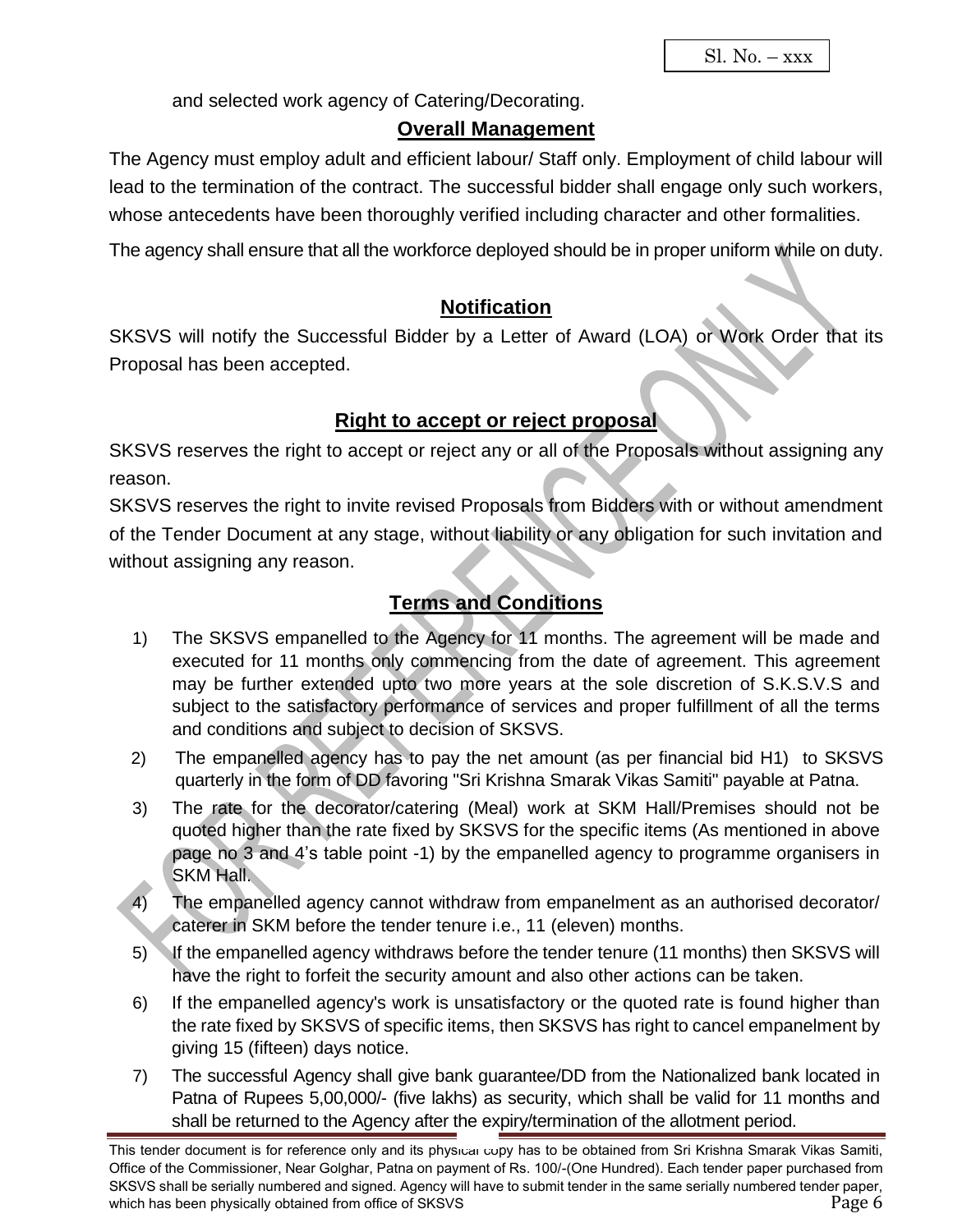and selected work agency of Catering/Decorating.

## Overall Management

The Agency must employ adult and efficient labour/ Staff only. Employment of child labour will lead to the termination of the contract. The successful bidder shall engage only such workers, whose antecedents have been thoroughly verified including character and other formalities.

The agency shall ensure that all the workforce deployed should be in proper uniform while on duty.

## Notification

SKSVS will notify the Successful Bidder by a Letter of Award (LOA) or Work Order that its Proposal has been accepted.

## Right to accept or reject proposal

SKSVS reserves the right to accept or reject any or all of the Proposals without assigning any reason.

SKSVS reserves the right to invite revised Proposals from Bidders with or without amendment of the Tender Document at any stage, without liability or any obligation for such invitation and without assigning any reason.

## Terms and Conditions

1) The SKSVS empanelled to the Agency for 11 months. The agreement will be made and executed for 11 months only commencing from the date of agreement. This agreement may be further extended upto two more years at the sole discretion of S.K.S.V.S and subject to the satisfactory performance of services and proper fulfillment of all the terms and conditions and subject to decision of SKSVS.
2) The empanelled agency has to pay the net amount (as per financial bid H1) to SKSVS quarterly in the form of DD favoring "Sri Krishna Smarak Vikas Samiti" payable at Patna.
3) The rate for the decorator/catering (Meal) work at SKM Hall/Premises should not be quoted higher than the rate fixed by SKSVS for the specific items (As mentioned in above page no 3 and 4's table point -1) by the empanelled agency to programme organisers in SKM Hall.
4) The empanelled agency cannot withdraw from empanelment as an authorised decorator/ caterer in SKM before the tender tenure i.e., 11 (eleven) months.
5) If the empanelled agency withdraws before the tender tenure (11 months) then SKSVS will have the right to forfeit the security amount and also other actions can be taken.
6) If the empanelled agency's work is unsatisfactory or the quoted rate is found higher than the rate fixed by SKSVS of specific items, then SKSVS has right to cancel empanelment by giving 15 (fifteen) days notice.
7) The successful Agency shall give bank guarantee/DD from the Nationalized bank located in Patna of Rupees 5,00,000/- (five lakhs) as security, which shall be valid for 11 months and shall be returned to the Agency after the expiry/termination of the allotment period.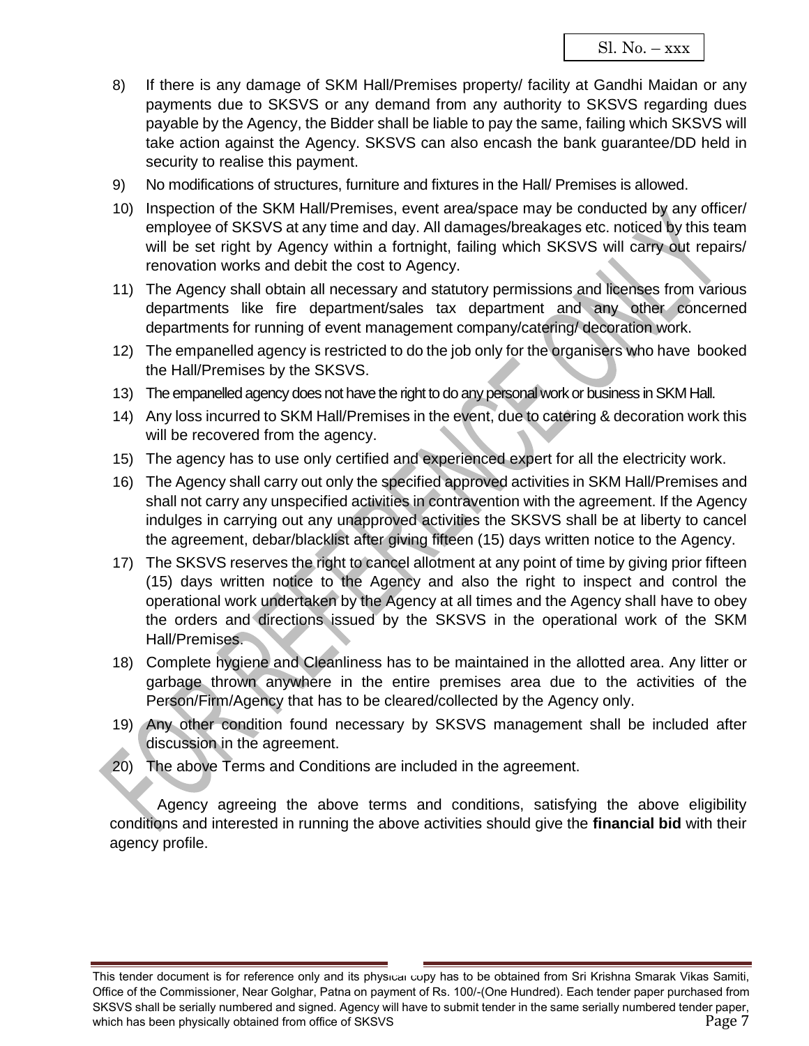8) If there is any damage of SKM Hall/Premises property/ facility at Gandhi Maidan or any payments due to SKSVS or any demand from any authority to SKSVS regarding dues payable by the Agency, the Bidder shall be liable to pay the same, failing which SKSVS will take action against the Agency. SKSVS can also encash the bank guarantee/DD held in security to realise this payment.

9) No modifications of structures, furniture and fixtures in the Hall/ Premises is allowed.

10) Inspection of the SKM Hall/Premises, event area/space may be conducted by any officer/ employee of SKSVS at any time and day. All damages/breakages etc. noticed by this team will be set right by Agency within a fortnight, failing which SKSVS will carry out repairs/ renovation works and debit the cost to Agency.

11) The Agency shall obtain all necessary and statutory permissions and licenses from various departments like fire department/sales tax department and any other concerned departments for running of event management company/catering/ decoration work.

12) The empanelled agency is restricted to do the job only for the organisers who have booked the Hall/Premises by the SKSVS.

13) The empanelled agency does not have the right to do any personal work or business in SKM Hall.

14) Any loss incurred to SKM Hall/Premises in the event, due to catering & decoration work this will be recovered from the agency.

15) The agency has to use only certified and experienced expert for all the electricity work.

16) The Agency shall carry out only the specified approved activities in SKM Hall/Premises and shall not carry any unspecified activities in contravention with the agreement. If the Agency indulges in carrying out any unapproved activities the SKSVS shall be at liberty to cancel the agreement, debar/blacklist after giving fifteen (15) days written notice to the Agency.

17) The SKSVS reserves the right to cancel allotment at any point of time by giving prior fifteen (15) days written notice to the Agency and also the right to inspect and control the operational work undertaken by the Agency at all times and the Agency shall have to obey the orders and directions issued by the SKSVS in the operational work of the SKM Hall/Premises.

18) Complete hygiene and Cleanliness has to be maintained in the allotted area. Any litter or garbage thrown anywhere in the entire premises area due to the activities of the Person/Firm/Agency that has to be cleared/collected by the Agency only.

19) Any other condition found necessary by SKSVS management shall be included after discussion in the agreement.

20) The above Terms and Conditions are included in the agreement.

Agency agreeing the above terms and conditions, satisfying the above eligibility conditions and interested in running the above activities should give the **financial bid** with their agency profile.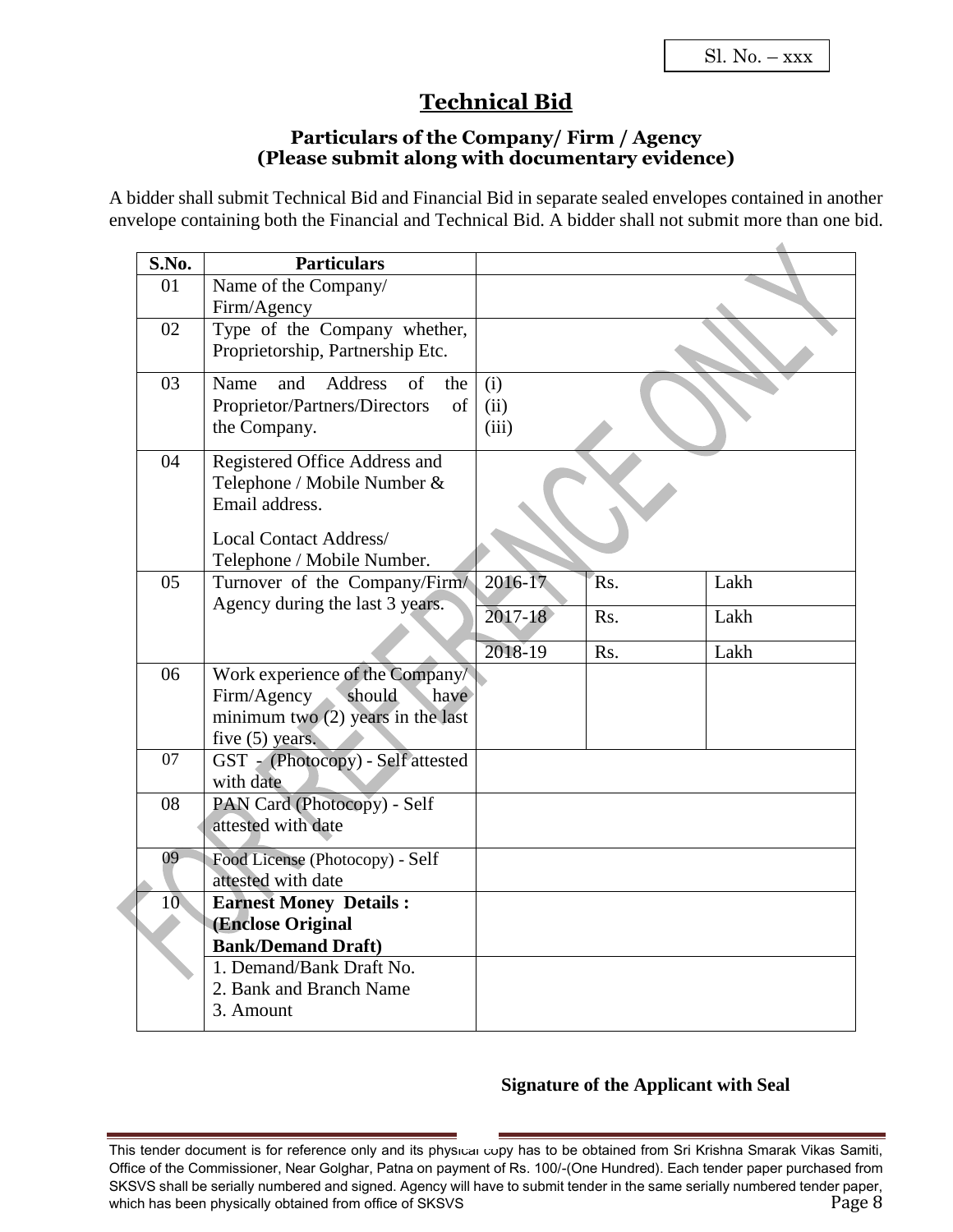Sl. No. – xxx

# Technical Bid

### Particulars of the Company/ Firm / Agency
### (Please submit along with documentary evidence)

A bidder shall submit Technical Bid and Financial Bid in separate sealed envelopes contained in another envelope containing both the Financial and Technical Bid. A bidder shall not submit more than one bid.

| S.No. | Particulars | | | |
|---|---|---|---|---|
| 01 | Name of the Company/ Firm/Agency | | | |
| 02 | Type of the Company whether, Proprietorship, Partnership Etc. | | | |
| 03 | Name and Address of the Proprietor/Partners/Directors of the Company. | (i)<br>(ii)<br>(iii) | | |
| 04 | Registered Office Address and Telephone / Mobile Number & Email address.<br><br>Local Contact Address/ Telephone / Mobile Number. | | | |
| 05 | Turnover of the Company/Firm/ Agency during the last 3 years. | 2016-17 | Rs. | Lakh |
| | | 2017-18 | Rs. | Lakh |
| | | 2018-19 | Rs. | Lakh |
| 06 | Work experience of the Company/ Firm/Agency should have minimum two (2) years in the last five (5) years. | | | |
| 07 | GST - (Photocopy) - Self attested with date | | | |
| 08 | PAN Card (Photocopy) - Self attested with date | | | |
| 09 | Food License (Photocopy) - Self attested with date | | | |
| 10 | **Earnest Money Details : (Enclose Original Bank/Demand Draft)** | | | |
| | 1. Demand/Bank Draft No.<br>2. Bank and Branch Name<br>3. Amount | | | |

**Signature of the Applicant with Seal**

This tender document is for reference only and its physical copy has to be obtained from Sri Krishna Smarak Vikas Samiti, Office of the Commissioner, Near Golghar, Patna on payment of Rs. 100/-(One Hundred). Each tender paper purchased from SKSVS shall be serially numbered and signed. Agency will have to submit tender in the same serially numbered tender paper, which has been physically obtained from office of SKSVS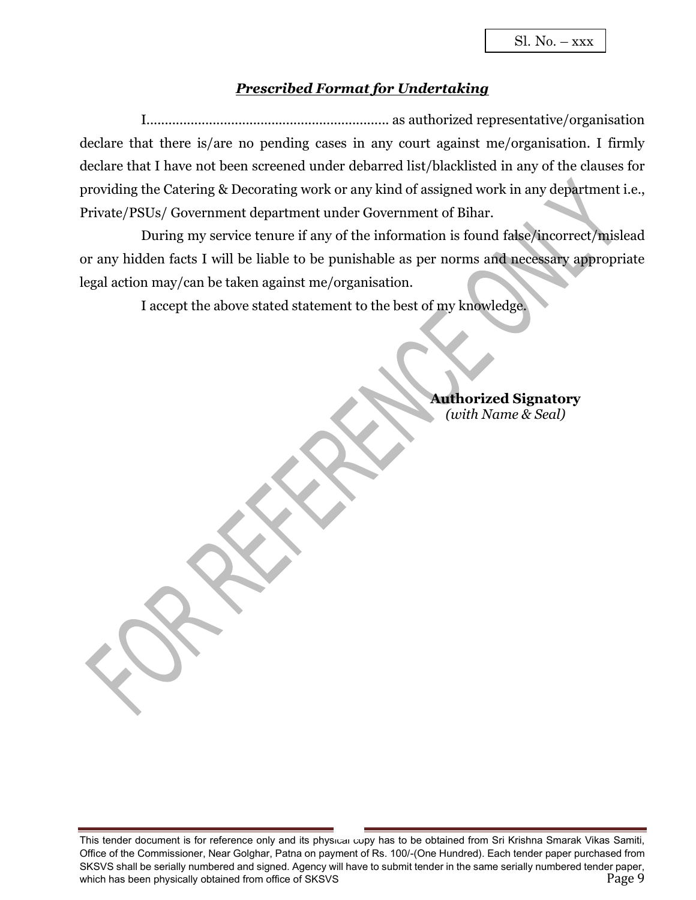Sl. No. – xxx

## ***Prescribed Format for Undertaking***

I.................................................................. as authorized representative/organisation declare that there is/are no pending cases in any court against me/organisation. I firmly declare that I have not been screened under debarred list/blacklisted in any of the clauses for providing the Catering & Decorating work or any kind of assigned work in any department i.e., Private/PSUs/ Government department under Government of Bihar.

During my service tenure if any of the information is found false/incorrect/mislead or any hidden facts I will be liable to be punishable as per norms and necessary appropriate legal action may/can be taken against me/organisation.

I accept the above stated statement to the best of my knowledge.

**Authorized Signatory**
*(with Name & Seal)*

This tender document is for reference only and its physical copy has to be obtained from Sri Krishna Smarak Vikas Samiti, Office of the Commissioner, Near Golghar, Patna on payment of Rs. 100/-(One Hundred). Each tender paper purchased from SKSVS shall be serially numbered and signed. Agency will have to submit tender in the same serially numbered tender paper, which has been physically obtained from office of SKSVS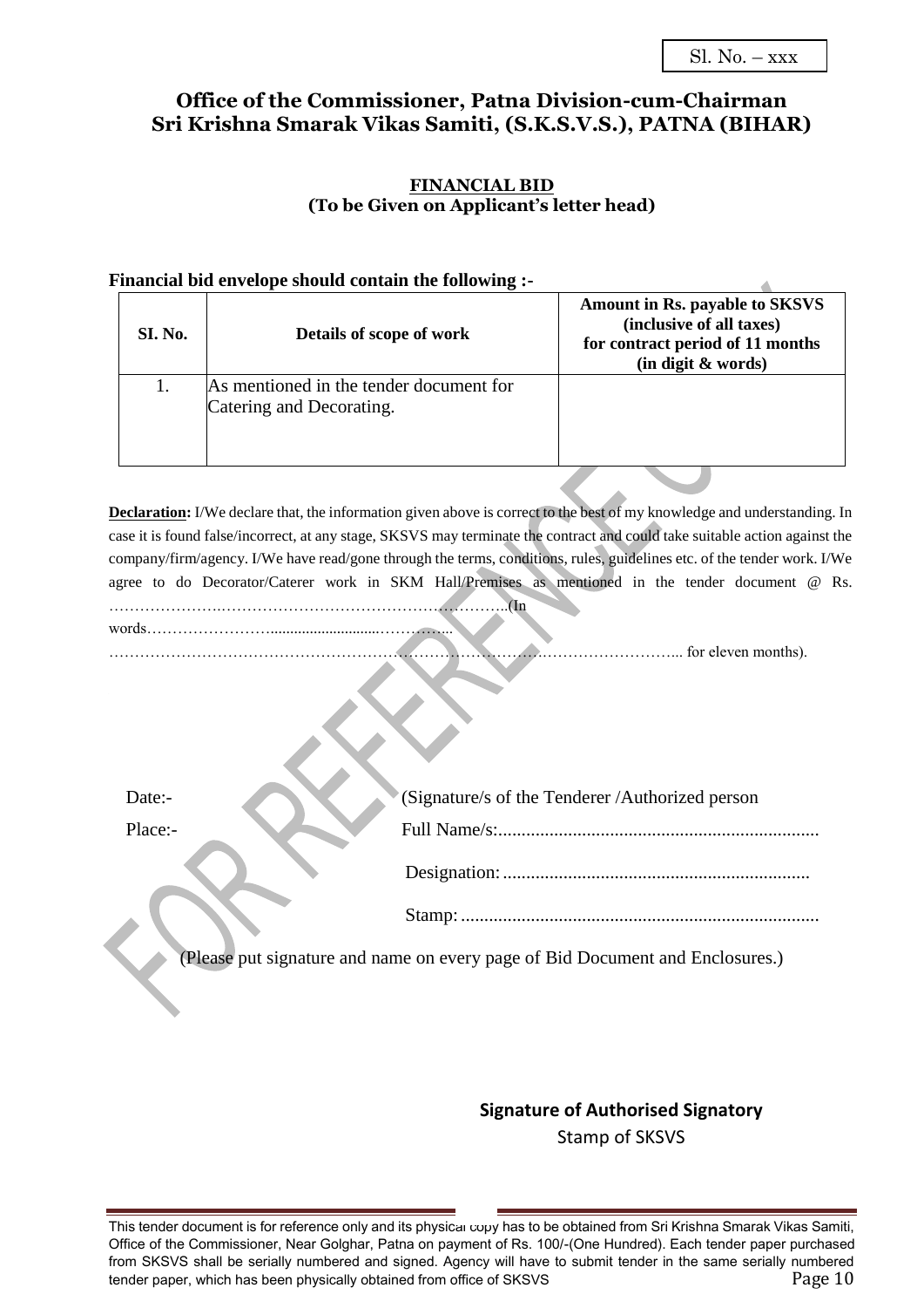Sl. No. – xxx

# Office of the Commissioner, Patna Division-cum-Chairman
# Sri Krishna Smarak Vikas Samiti, (S.K.S.V.S.), PATNA (BIHAR)

## FINANCIAL BID
**(To be Given on Applicant's letter head)**

**Financial bid envelope should contain the following :-**

| SI. No. | Details of scope of work | Amount in Rs. payable to SKSVS (inclusive of all taxes) for contract period of 11 months (in digit & words) |
|---|---|---|
| 1. | As mentioned in the tender document for Catering and Decorating. | |

**Declaration:** I/We declare that, the information given above is correct to the best of my knowledge and understanding. In case it is found false/incorrect, at any stage, SKSVS may terminate the contract and could take suitable action against the company/firm/agency. I/We have read/gone through the terms, conditions, rules, guidelines etc. of the tender work. I/We agree to do Decorator/Caterer work in SKM Hall/Premises as mentioned in the tender document @ Rs. ……………………………………………………………………..(In words……………………............................…………... ……………………………………………………………………………………………... for eleven months).

Date:- (Signature/s of the Tenderer /Authorized person

Place:- Full Name/s:.....................................................................

Designation:.................................................................

Stamp:............................................................................

(Please put signature and name on every page of Bid Document and Enclosures.)

**Signature of Authorised Signatory**

Stamp of SKSVS

This tender document is for reference only and its physical copy has to be obtained from Sri Krishna Smarak Vikas Samiti, Office of the Commissioner, Near Golghar, Patna on payment of Rs. 100/-(One Hundred). Each tender paper purchased from SKSVS shall be serially numbered and signed. Agency will have to submit tender in the same serially numbered tender paper, which has been physically obtained from office of SKSVS